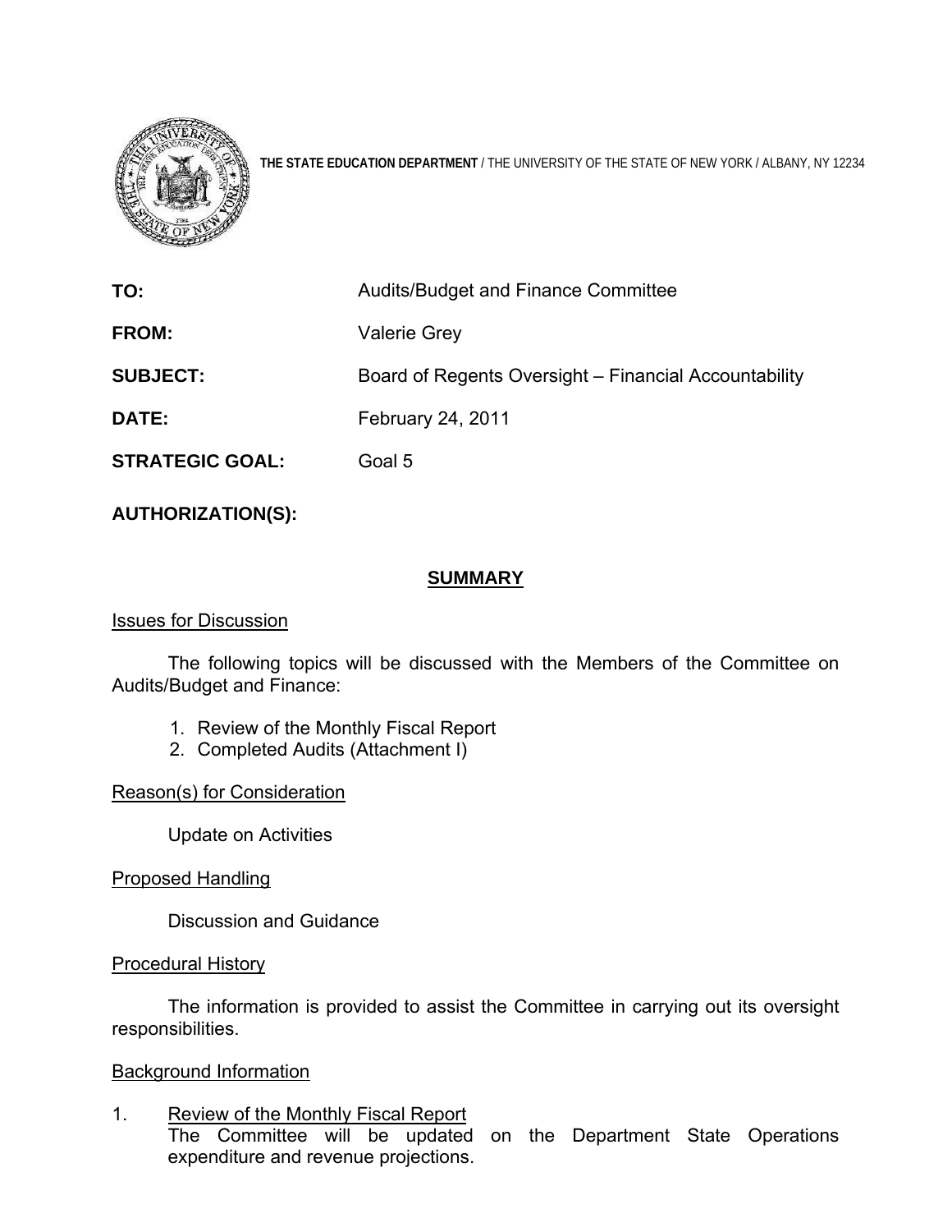**THE STATE EDUCATION DEPARTMENT** / THE UNIVERSITY OF THE STATE OF NEW YORK / ALBANY, NY 12234

| | |
|---|---|
| **TO:** | Audits/Budget and Finance Committee |
| **FROM:** | Valerie Grey |
| **SUBJECT:** | Board of Regents Oversight – Financial Accountability |
| **DATE:** | February 24, 2011 |
| **STRATEGIC GOAL:** | Goal 5 |

**AUTHORIZATION(S):**

## SUMMARY

Issues for Discussion

The following topics will be discussed with the Members of the Committee on Audits/Budget and Finance:

1. Review of the Monthly Fiscal Report
2. Completed Audits (Attachment I)

Reason(s) for Consideration

Update on Activities

Proposed Handling

Discussion and Guidance

Procedural History

The information is provided to assist the Committee in carrying out its oversight responsibilities.

Background Information

1. Review of the Monthly Fiscal Report
   The Committee will be updated on the Department State Operations expenditure and revenue projections.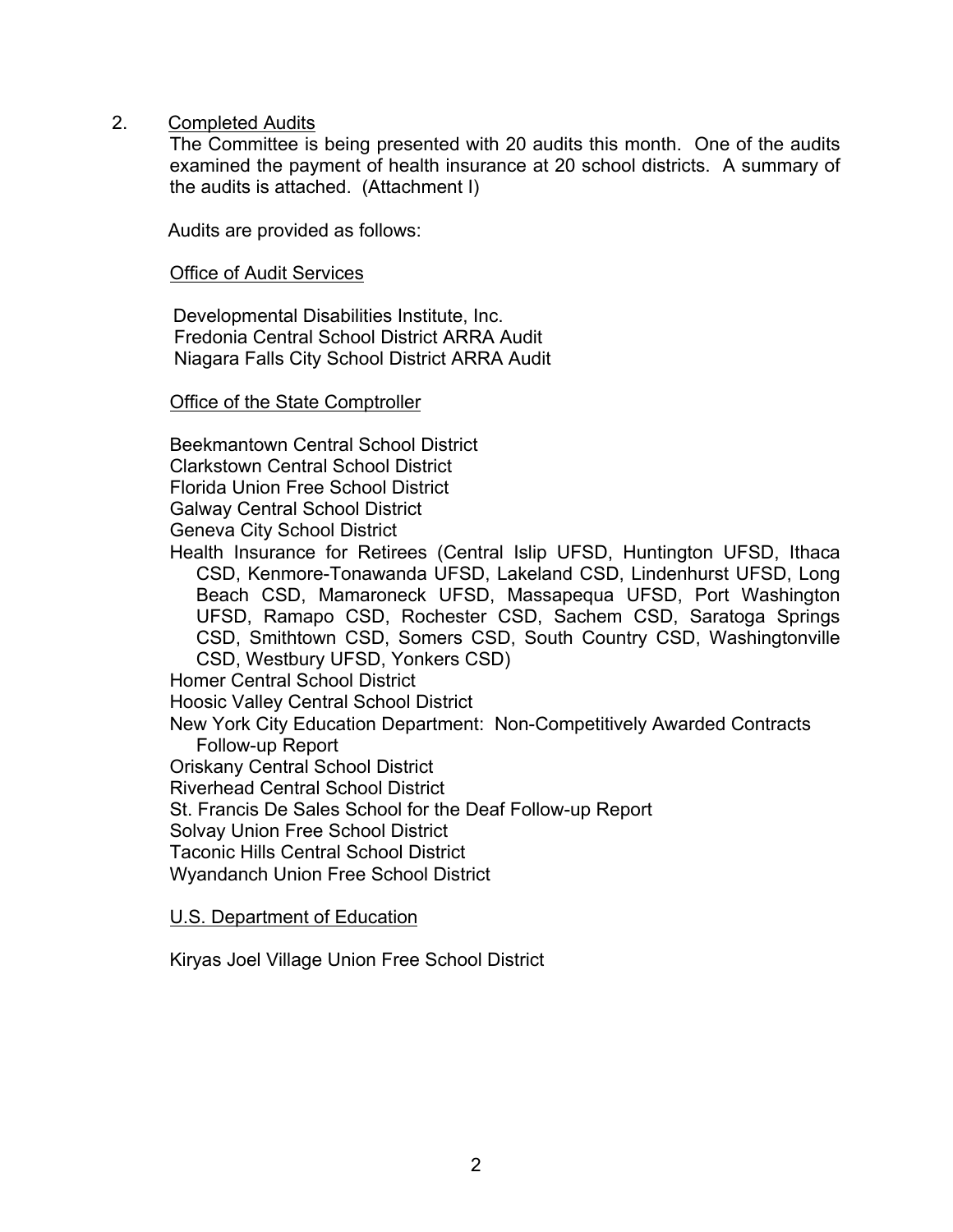2. <u>Completed Audits</u>

The Committee is being presented with 20 audits this month. One of the audits examined the payment of health insurance at 20 school districts. A summary of the audits is attached. (Attachment I)

Audits are provided as follows:

<u>Office of Audit Services</u>

Developmental Disabilities Institute, Inc.
Fredonia Central School District ARRA Audit
Niagara Falls City School District ARRA Audit

<u>Office of the State Comptroller</u>

Beekmantown Central School District
Clarkstown Central School District
Florida Union Free School District
Galway Central School District
Geneva City School District
Health Insurance for Retirees (Central Islip UFSD, Huntington UFSD, Ithaca CSD, Kenmore-Tonawanda UFSD, Lakeland CSD, Lindenhurst UFSD, Long Beach CSD, Mamaroneck UFSD, Massapequa UFSD, Port Washington UFSD, Ramapo CSD, Rochester CSD, Sachem CSD, Saratoga Springs CSD, Smithtown CSD, Somers CSD, South Country CSD, Washingtonville CSD, Westbury UFSD, Yonkers CSD)
Homer Central School District
Hoosic Valley Central School District
New York City Education Department: Non-Competitively Awarded Contracts Follow-up Report
Oriskany Central School District
Riverhead Central School District
St. Francis De Sales School for the Deaf Follow-up Report
Solvay Union Free School District
Taconic Hills Central School District
Wyandanch Union Free School District

<u>U.S. Department of Education</u>

Kiryas Joel Village Union Free School District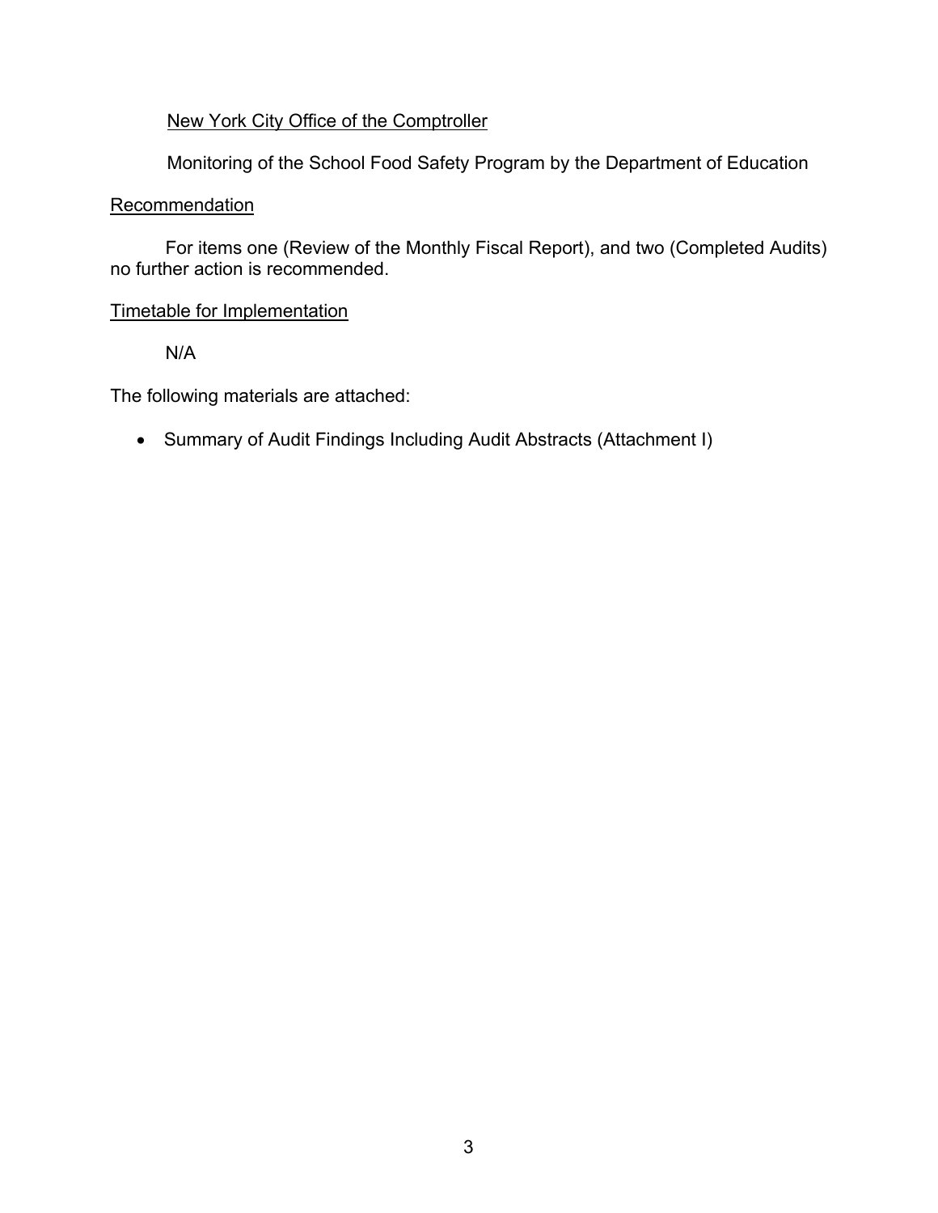New York City Office of the Comptroller

Monitoring of the School Food Safety Program by the Department of Education

Recommendation

For items one (Review of the Monthly Fiscal Report), and two (Completed Audits) no further action is recommended.

Timetable for Implementation

N/A

The following materials are attached:

- Summary of Audit Findings Including Audit Abstracts (Attachment I)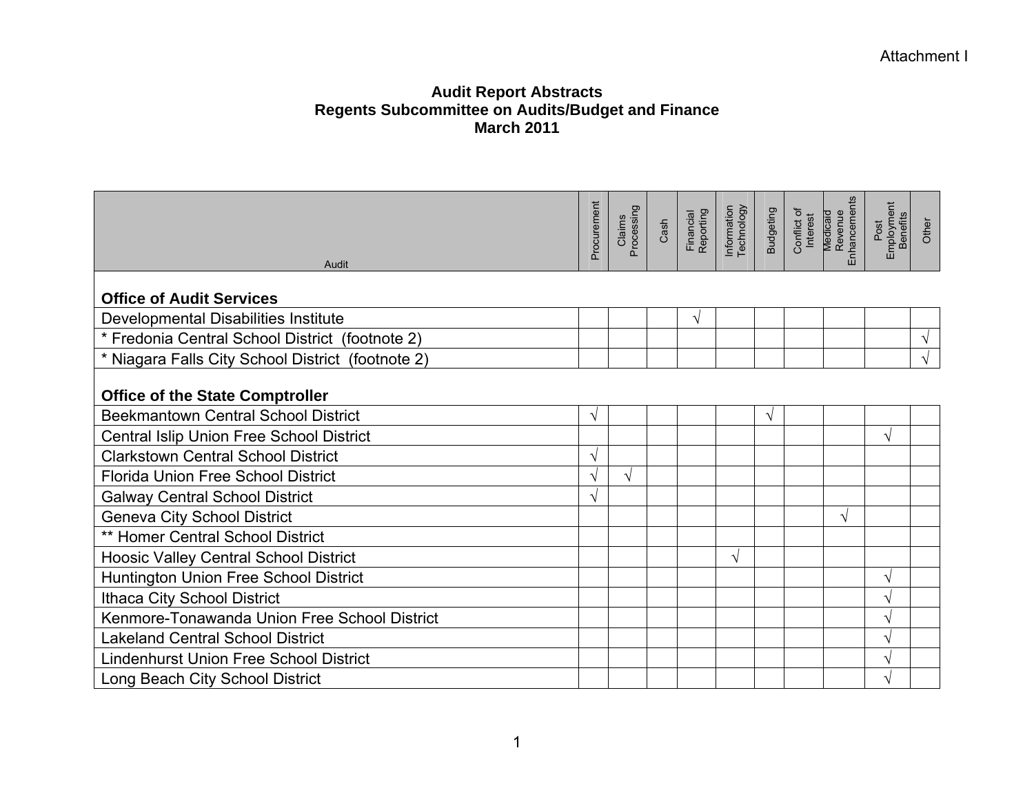Attachment I

**Audit Report Abstracts**
**Regents Subcommittee on Audits/Budget and Finance**
**March 2011**

| Audit | Procurement | Claims Processing | Cash | Financial Reporting | Information Technology | Budgeting | Conflict of Interest | Medicaid Revenue Enhancements | Post Employment Benefits | Other |
|---|---|---|---|---|---|---|---|---|---|---|
| **Office of Audit Services** | | | | | | | | | | |
| Developmental Disabilities Institute | | | | √ | | | | | | |
| * Fredonia Central School District (footnote 2) | | | | | | | | | | √ |
| * Niagara Falls City School District (footnote 2) | | | | | | | | | | √ |
| **Office of the State Comptroller** | | | | | | | | | | |
| Beekmantown Central School District | √ | | | | | √ | | | | |
| Central Islip Union Free School District | | | | | | | | | √ | |
| Clarkstown Central School District | √ | | | | | | | | | |
| Florida Union Free School District | √ | √ | | | | | | | | |
| Galway Central School District | √ | | | | | | | | | |
| Geneva City School District | | | | | | | | √ | | |
| ** Homer Central School District | | | | | | | | | | |
| Hoosic Valley Central School District | | | | | √ | | | | | |
| Huntington Union Free School District | | | | | | | | | √ | |
| Ithaca City School District | | | | | | | | | √ | |
| Kenmore-Tonawanda Union Free School District | | | | | | | | | √ | |
| Lakeland Central School District | | | | | | | | | √ | |
| Lindenhurst Union Free School District | | | | | | | | | √ | |
| Long Beach City School District | | | | | | | | | √ | |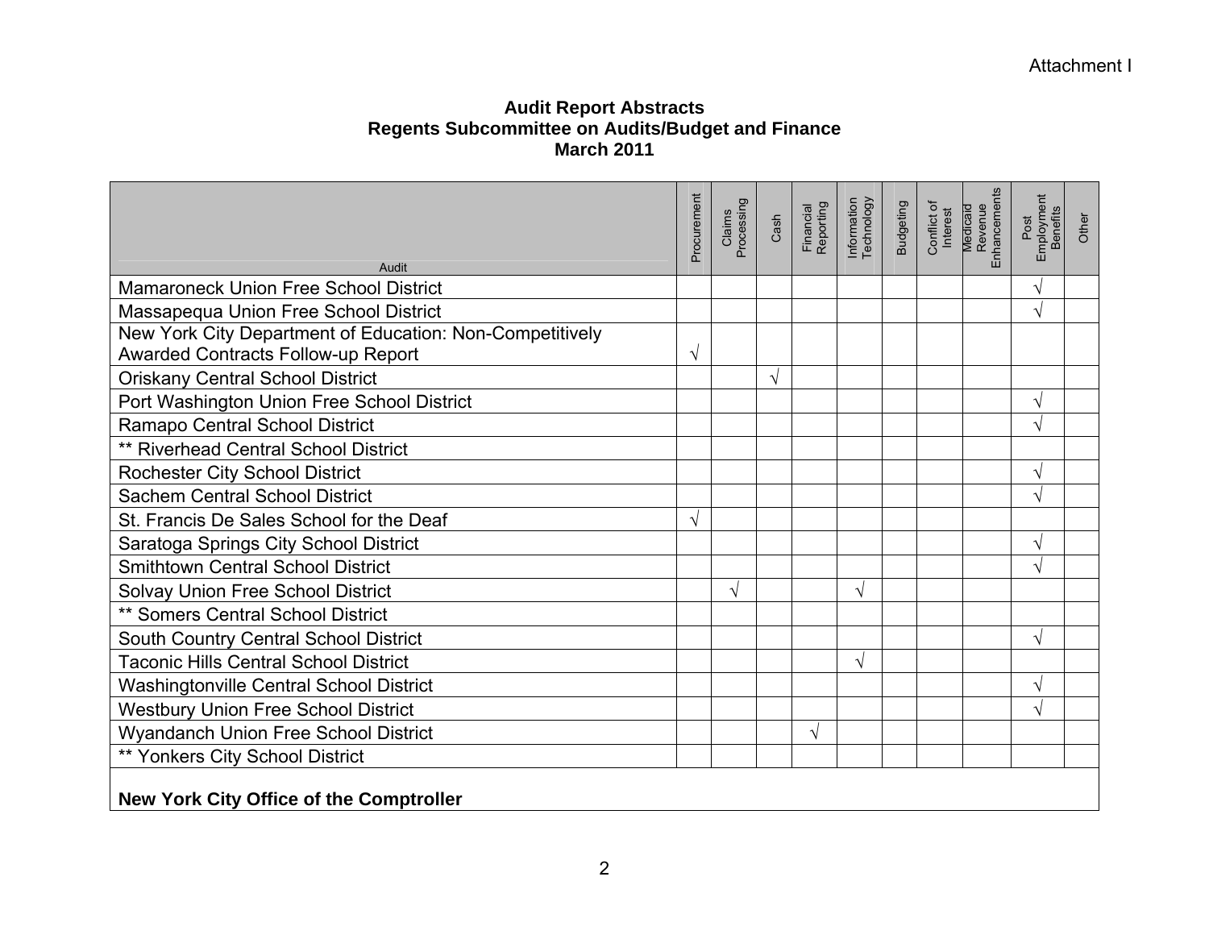Attachment I

# Audit Report Abstracts
## Regents Subcommittee on Audits/Budget and Finance
## March 2011

| Audit | Procurement | Claims Processing | Cash | Financial Reporting | Information Technology | Budgeting | Conflict of Interest | Medicaid Revenue Enhancements | Post Employment Benefits | Other |
|---|---|---|---|---|---|---|---|---|---|---|
| Mamaroneck Union Free School District | | | | | | | | | √ | |
| Massapequa Union Free School District | | | | | | | | | √ | |
| New York City Department of Education: Non-Competitively Awarded Contracts Follow-up Report | √ | | | | | | | | | |
| Oriskany Central School District | | | √ | | | | | | | |
| Port Washington Union Free School District | | | | | | | | | √ | |
| Ramapo Central School District | | | | | | | | | √ | |
| ** Riverhead Central School District | | | | | | | | | | |
| Rochester City School District | | | | | | | | | √ | |
| Sachem Central School District | | | | | | | | | √ | |
| St. Francis De Sales School for the Deaf | √ | | | | | | | | | |
| Saratoga Springs City School District | | | | | | | | | √ | |
| Smithtown Central School District | | | | | | | | | √ | |
| Solvay Union Free School District | | √ | | | √ | | | | | |
| ** Somers Central School District | | | | | | | | | | |
| South Country Central School District | | | | | | | | | √ | |
| Taconic Hills Central School District | | | | | √ | | | | | |
| Washingtonville Central School District | | | | | | | | | √ | |
| Westbury Union Free School District | | | | | | | | | √ | |
| Wyandanch Union Free School District | | | | √ | | | | | | |
| ** Yonkers City School District | | | | | | | | | | |
| **New York City Office of the Comptroller** | | | | | | | | | | |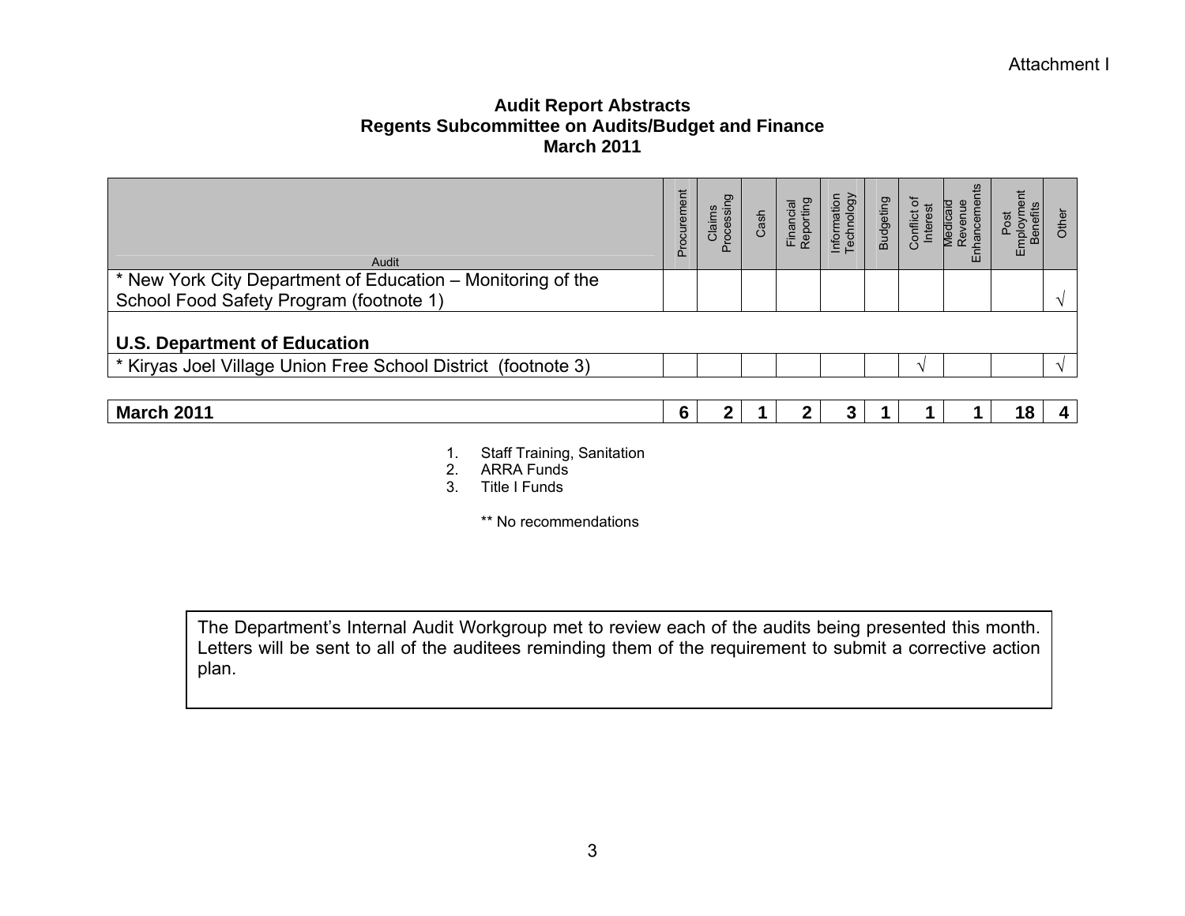Attachment I

# Audit Report Abstracts
## Regents Subcommittee on Audits/Budget and Finance
## March 2011

| Audit | Procurement | Claims Processing | Cash | Financial Reporting | Information Technology | Budgeting | Conflict of Interest | Medicaid Revenue Enhancements | Post Employment Benefits | Other |
|---|---|---|---|---|---|---|---|---|---|---|
| * New York City Department of Education – Monitoring of the School Food Safety Program (footnote 1) | | | | | | | | | | √ |
| **U.S. Department of Education** | | | | | | | | | | |
| * Kiryas Joel Village Union Free School District (footnote 3) | | | | | | | √ | | | √ |
| **March 2011** | **6** | **2** | **1** | **2** | **3** | **1** | **1** | **1** | **18** | **4** |

1. Staff Training, Sanitation
2. ARRA Funds
3. Title I Funds

** No recommendations

The Department's Internal Audit Workgroup met to review each of the audits being presented this month. Letters will be sent to all of the auditees reminding them of the requirement to submit a corrective action plan.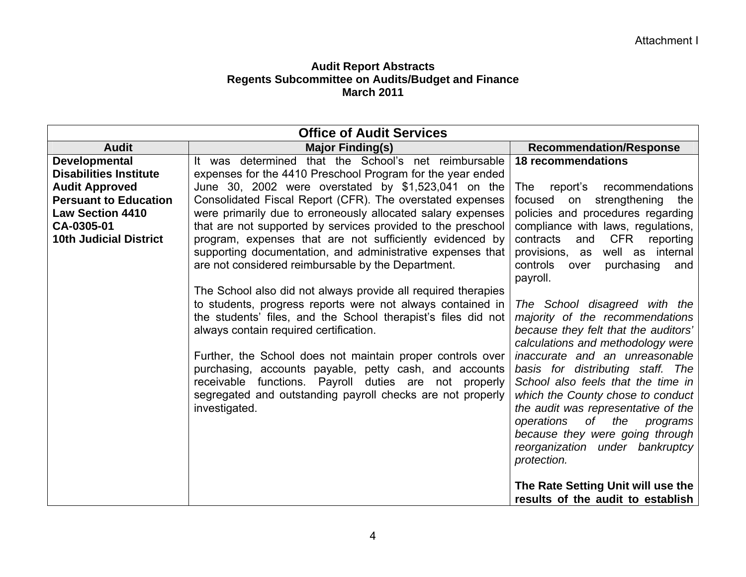Attachment I

**Audit Report Abstracts**
**Regents Subcommittee on Audits/Budget and Finance**
**March 2011**

| Office of Audit Services | | |
|---|---|---|
| **Audit** | **Major Finding(s)** | **Recommendation/Response** |
| **Developmental Disabilities Institute Audit Approved Persuant to Education Law Section 4410 CA-0305-01 10th Judicial District** | It was determined that the School's net reimbursable expenses for the 4410 Preschool Program for the year ended June 30, 2002 were overstated by $1,523,041 on the Consolidated Fiscal Report (CFR). The overstated expenses were primarily due to erroneously allocated salary expenses that are not supported by services provided to the preschool program, expenses that are not sufficiently evidenced by supporting documentation, and administrative expenses that are not considered reimbursable by the Department.<br><br>The School also did not always provide all required therapies to students, progress reports were not always contained in the students' files, and the School therapist's files did not always contain required certification.<br><br>Further, the School does not maintain proper controls over purchasing, accounts payable, petty cash, and accounts receivable functions. Payroll duties are not properly segregated and outstanding payroll checks are not properly investigated. | **18 recommendations**<br><br>The report's recommendations focused on strengthening the policies and procedures regarding compliance with laws, regulations, contracts and CFR reporting provisions, as well as internal controls over purchasing and payroll.<br><br>*The School disagreed with the majority of the recommendations because they felt that the auditors' calculations and methodology were inaccurate and an unreasonable basis for distributing staff. The School also feels that the time in which the County chose to conduct the audit was representative of the operations of the programs because they were going through reorganization under bankruptcy protection.*<br><br>**The Rate Setting Unit will use the results of the audit to establish** |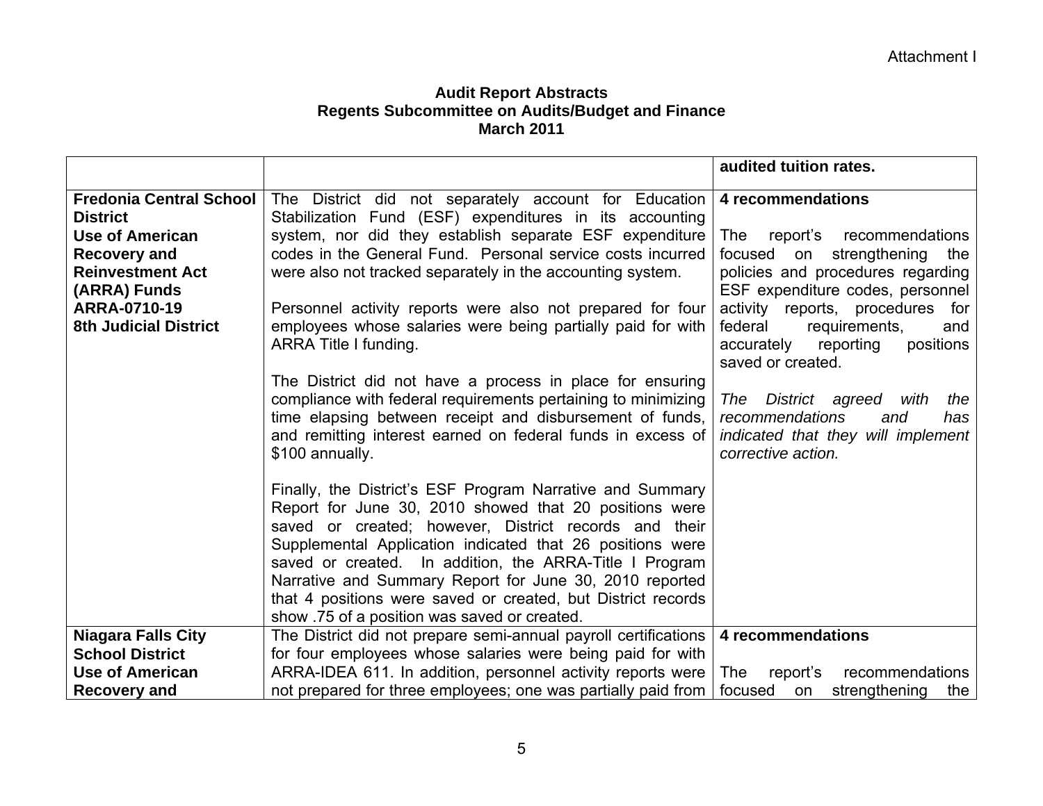Attachment I

**Audit Report Abstracts**
**Regents Subcommittee on Audits/Budget and Finance**
**March 2011**

| | | |
|---|---|---|
| | | **audited tuition rates.** |
| **Fredonia Central School District**<br>**Use of American Recovery and Reinvestment Act (ARRA) Funds**<br>**ARRA-0710-19**<br>**8th Judicial District** | The District did not separately account for Education Stabilization Fund (ESF) expenditures in its accounting system, nor did they establish separate ESF expenditure codes in the General Fund. Personal service costs incurred were also not tracked separately in the accounting system.<br><br>Personnel activity reports were also not prepared for four employees whose salaries were being partially paid for with ARRA Title I funding.<br><br>The District did not have a process in place for ensuring compliance with federal requirements pertaining to minimizing time elapsing between receipt and disbursement of funds, and remitting interest earned on federal funds in excess of $100 annually.<br><br>Finally, the District's ESF Program Narrative and Summary Report for June 30, 2010 showed that 20 positions were saved or created; however, District records and their Supplemental Application indicated that 26 positions were saved or created. In addition, the ARRA-Title I Program Narrative and Summary Report for June 30, 2010 reported that 4 positions were saved or created, but District records show .75 of a position was saved or created. | **4 recommendations**<br><br>The report's recommendations focused on strengthening the policies and procedures regarding ESF expenditure codes, personnel activity reports, procedures for federal requirements, and accurately reporting positions saved or created.<br><br>*The District agreed with the recommendations and has indicated that they will implement corrective action.* |
| **Niagara Falls City School District**<br>**Use of American Recovery and** | The District did not prepare semi-annual payroll certifications for four employees whose salaries were being paid for with ARRA-IDEA 611. In addition, personnel activity reports were not prepared for three employees; one was partially paid from | **4 recommendations**<br><br>The report's recommendations focused on strengthening the |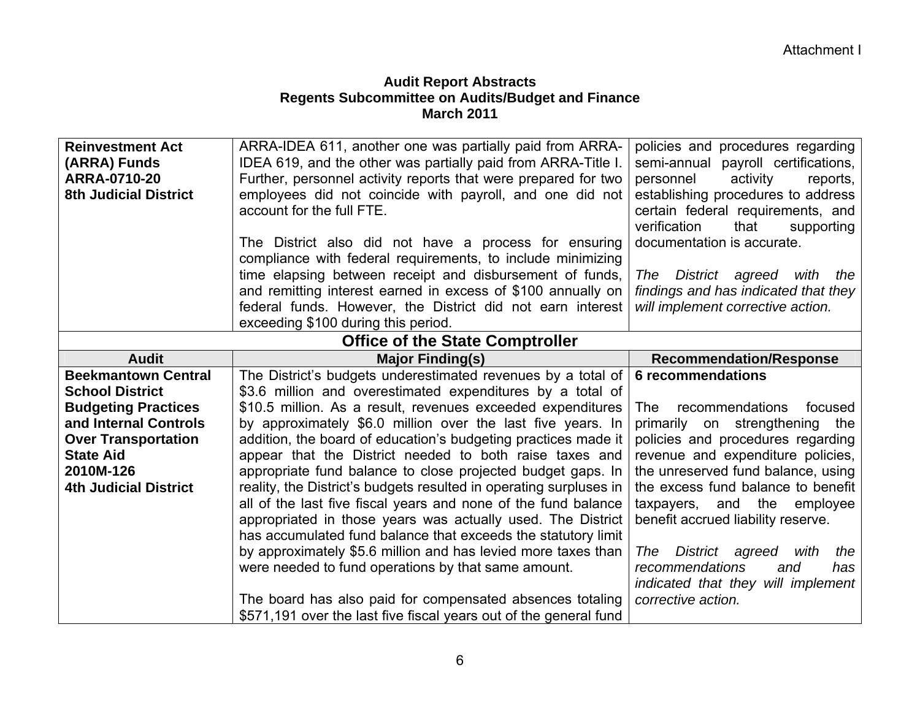Attachment I

**Audit Report Abstracts**
**Regents Subcommittee on Audits/Budget and Finance**
**March 2011**

| | | |
|---|---|---|
| **Reinvestment Act (ARRA) Funds ARRA-0710-20 8th Judicial District** | ARRA-IDEA 611, another one was partially paid from ARRA-IDEA 619, and the other was partially paid from ARRA-Title I. Further, personnel activity reports that were prepared for two employees did not coincide with payroll, and one did not account for the full FTE.<br><br>The District also did not have a process for ensuring compliance with federal requirements, to include minimizing time elapsing between receipt and disbursement of funds, and remitting interest earned in excess of $100 annually on federal funds. However, the District did not earn interest exceeding $100 during this period. | policies and procedures regarding semi-annual payroll certifications, personnel activity reports, establishing procedures to address certain federal requirements, and verification that supporting documentation is accurate.<br><br>*The District agreed with the findings and has indicated that they will implement corrective action.* |
| **Office of the State Comptroller** | | |
| **Audit** | **Major Finding(s)** | **Recommendation/Response** |
| **Beekmantown Central School District Budgeting Practices and Internal Controls Over Transportation State Aid 2010M-126 4th Judicial District** | The District's budgets underestimated revenues by a total of $3.6 million and overestimated expenditures by a total of $10.5 million. As a result, revenues exceeded expenditures by approximately $6.0 million over the last five years. In addition, the board of education's budgeting practices made it appear that the District needed to both raise taxes and appropriate fund balance to close projected budget gaps. In reality, the District's budgets resulted in operating surpluses in all of the last five fiscal years and none of the fund balance appropriated in those years was actually used. The District has accumulated fund balance that exceeds the statutory limit by approximately $5.6 million and has levied more taxes than were needed to fund operations by that same amount.<br><br>The board has also paid for compensated absences totaling $571,191 over the last five fiscal years out of the general fund | **6 recommendations**<br><br>The recommendations focused primarily on strengthening the policies and procedures regarding revenue and expenditure policies, the unreserved fund balance, using the excess fund balance to benefit taxpayers, and the employee benefit accrued liability reserve.<br><br>*The District agreed with the recommendations and has indicated that they will implement corrective action.* |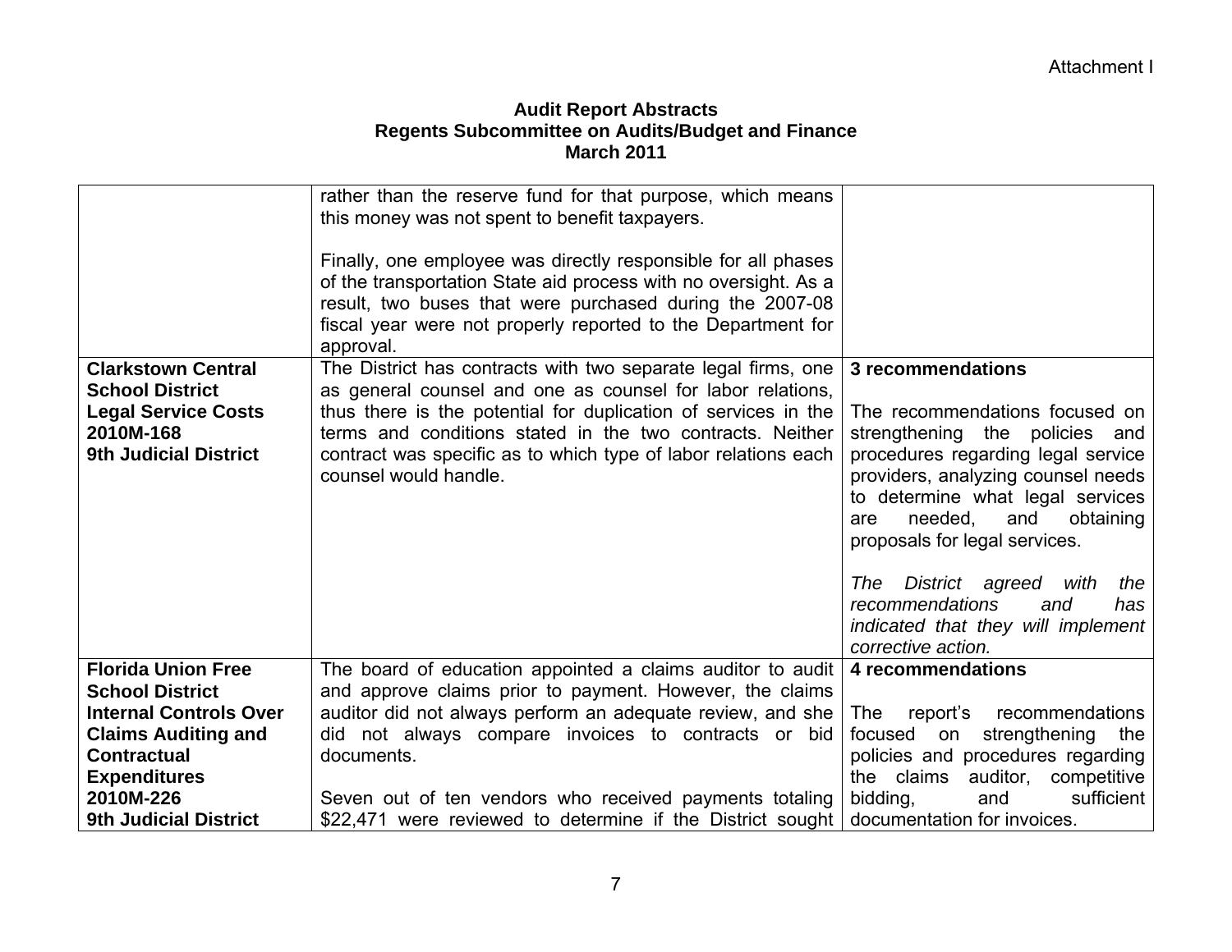Attachment I

**Audit Report Abstracts**
**Regents Subcommittee on Audits/Budget and Finance**
**March 2011**

| | | |
|---|---|---|
| | rather than the reserve fund for that purpose, which means this money was not spent to benefit taxpayers.<br><br>Finally, one employee was directly responsible for all phases of the transportation State aid process with no oversight. As a result, two buses that were purchased during the 2007-08 fiscal year were not properly reported to the Department for approval. | |
| **Clarkstown Central School District**<br>**Legal Service Costs**<br>**2010M-168**<br>**9th Judicial District** | The District has contracts with two separate legal firms, one as general counsel and one as counsel for labor relations, thus there is the potential for duplication of services in the terms and conditions stated in the two contracts. Neither contract was specific as to which type of labor relations each counsel would handle. | **3 recommendations**<br><br>The recommendations focused on strengthening the policies and procedures regarding legal service providers, analyzing counsel needs to determine what legal services are needed, and obtaining proposals for legal services.<br><br>*The District agreed with the recommendations and has indicated that they will implement corrective action.* |
| **Florida Union Free School District**<br>**Internal Controls Over Claims Auditing and Contractual Expenditures**<br>**2010M-226**<br>**9th Judicial District** | The board of education appointed a claims auditor to audit and approve claims prior to payment. However, the claims auditor did not always perform an adequate review, and she did not always compare invoices to contracts or bid documents.<br><br>Seven out of ten vendors who received payments totaling \$22,471 were reviewed to determine if the District sought | **4 recommendations**<br><br>The report's recommendations focused on strengthening the policies and procedures regarding the claims auditor, competitive bidding, and sufficient documentation for invoices. |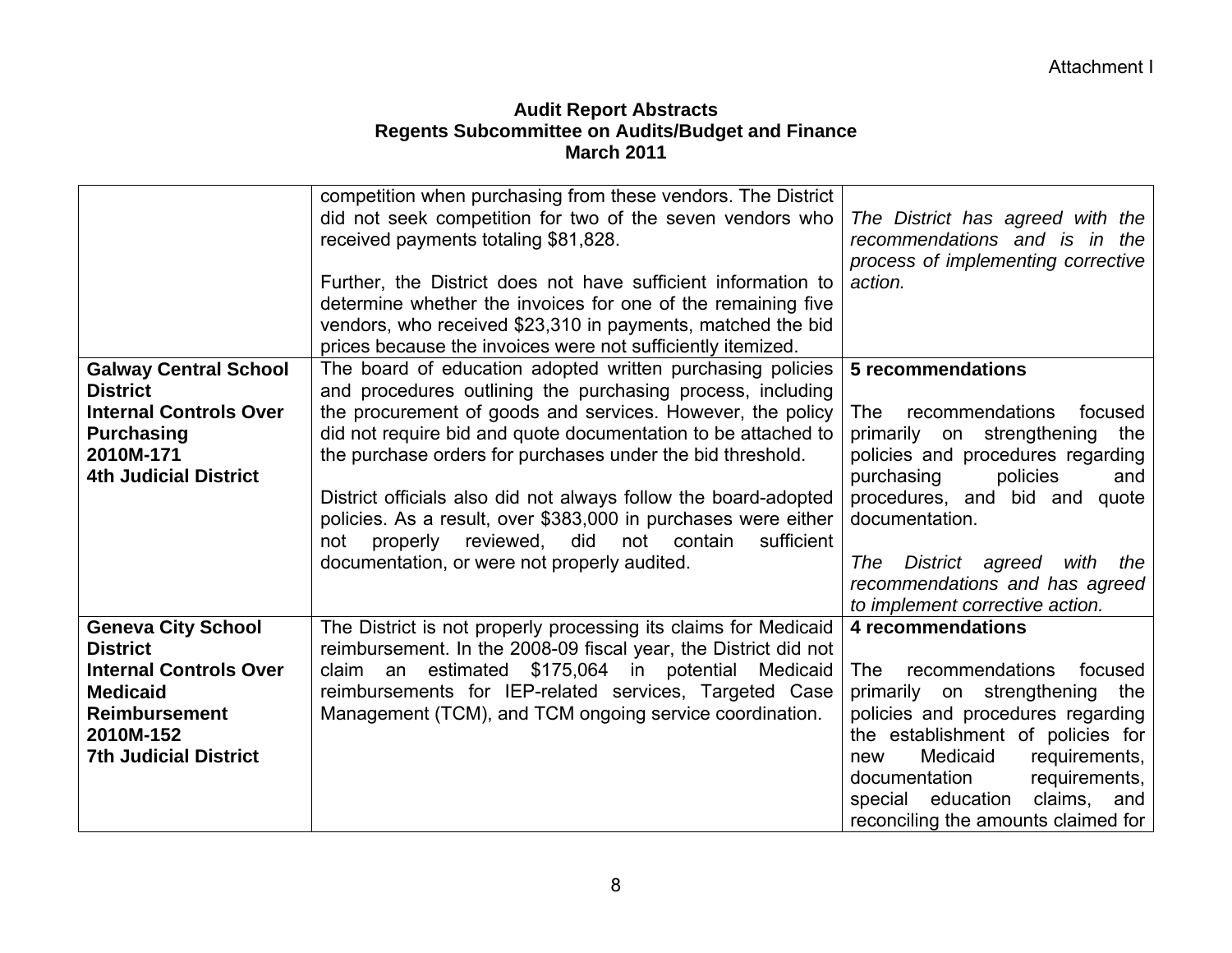Attachment I

**Audit Report Abstracts**
**Regents Subcommittee on Audits/Budget and Finance**
**March 2011**

| | | |
|---|---|---|
| | competition when purchasing from these vendors. The District did not seek competition for two of the seven vendors who received payments totaling $81,828.<br><br>Further, the District does not have sufficient information to determine whether the invoices for one of the remaining five vendors, who received $23,310 in payments, matched the bid prices because the invoices were not sufficiently itemized. | *The District has agreed with the recommendations and is in the process of implementing corrective action.* |
| **Galway Central School District**<br>**Internal Controls Over Purchasing**<br>**2010M-171**<br>**4th Judicial District** | The board of education adopted written purchasing policies and procedures outlining the purchasing process, including the procurement of goods and services. However, the policy did not require bid and quote documentation to be attached to the purchase orders for purchases under the bid threshold.<br><br>District officials also did not always follow the board-adopted policies. As a result, over $383,000 in purchases were either not properly reviewed, did not contain sufficient documentation, or were not properly audited. | **5 recommendations**<br><br>The recommendations focused primarily on strengthening the policies and procedures regarding purchasing policies and procedures, and bid and quote documentation.<br><br>*The District agreed with the recommendations and has agreed to implement corrective action.* |
| **Geneva City School District**<br>**Internal Controls Over Medicaid Reimbursement**<br>**2010M-152**<br>**7th Judicial District** | The District is not properly processing its claims for Medicaid reimbursement. In the 2008-09 fiscal year, the District did not claim an estimated $175,064 in potential Medicaid reimbursements for IEP-related services, Targeted Case Management (TCM), and TCM ongoing service coordination. | **4 recommendations**<br><br>The recommendations focused primarily on strengthening the policies and procedures regarding the establishment of policies for new Medicaid requirements, documentation requirements, special education claims, and reconciling the amounts claimed for |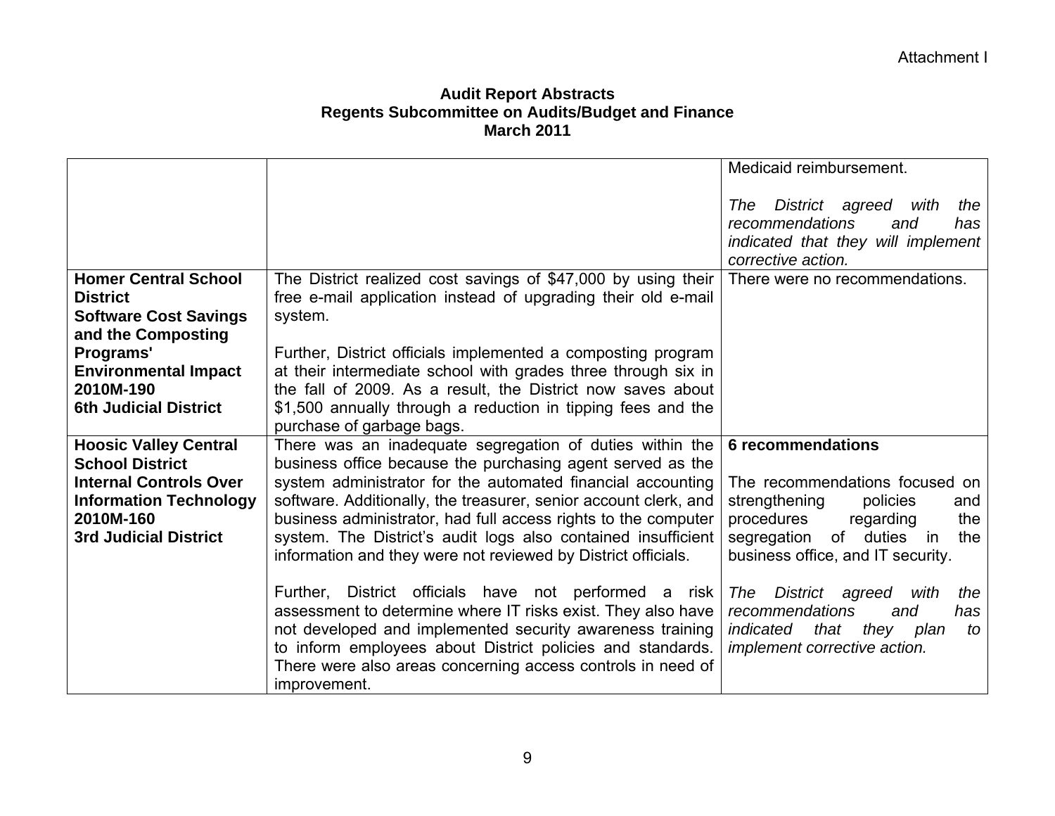Attachment I

**Audit Report Abstracts**
**Regents Subcommittee on Audits/Budget and Finance**
**March 2011**

| | | |
|---|---|---|
| | | Medicaid reimbursement.<br><br>*The District agreed with the recommendations and has indicated that they will implement corrective action.* |
| **Homer Central School District**<br>**Software Cost Savings and the Composting Programs' Environmental Impact**<br>**2010M-190**<br>**6th Judicial District** | The District realized cost savings of $47,000 by using their free e-mail application instead of upgrading their old e-mail system.<br><br>Further, District officials implemented a composting program at their intermediate school with grades three through six in the fall of 2009. As a result, the District now saves about $1,500 annually through a reduction in tipping fees and the purchase of garbage bags. | There were no recommendations. |
| **Hoosic Valley Central School District**<br>**Internal Controls Over Information Technology**<br>**2010M-160**<br>**3rd Judicial District** | There was an inadequate segregation of duties within the business office because the purchasing agent served as the system administrator for the automated financial accounting software. Additionally, the treasurer, senior account clerk, and business administrator, had full access rights to the computer system. The District's audit logs also contained insufficient information and they were not reviewed by District officials.<br><br>Further, District officials have not performed a risk assessment to determine where IT risks exist. They also have not developed and implemented security awareness training to inform employees about District policies and standards. There were also areas concerning access controls in need of improvement. | **6 recommendations**<br><br>The recommendations focused on strengthening policies and procedures regarding the segregation of duties in the business office, and IT security.<br><br>*The District agreed with the recommendations and has indicated that they plan to implement corrective action.* |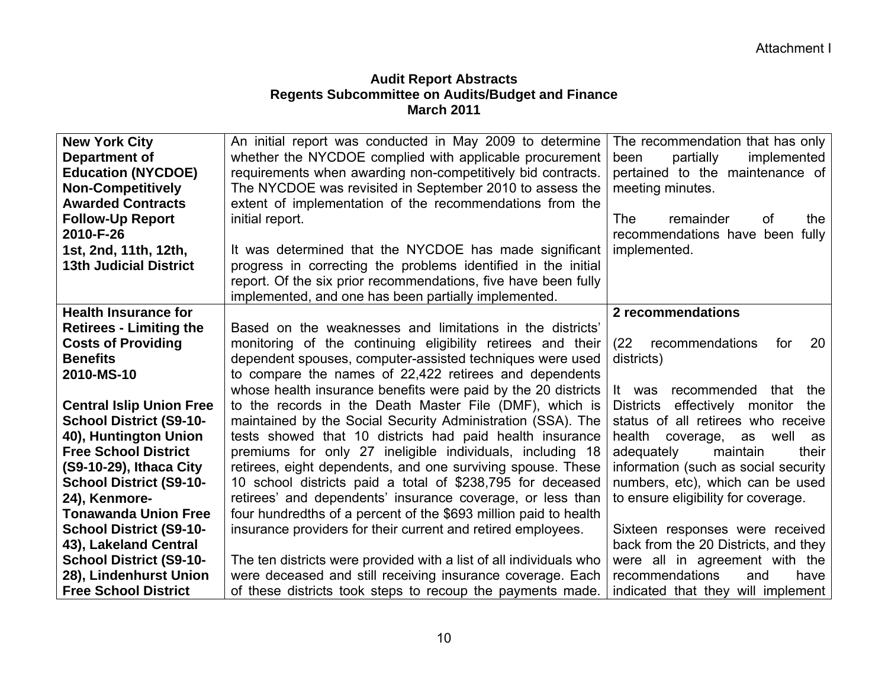Attachment I

**Audit Report Abstracts**
**Regents Subcommittee on Audits/Budget and Finance**
**March 2011**

| | | |
|---|---|---|
| **New York City Department of Education (NYCDOE) Non-Competitively Awarded Contracts Follow-Up Report 2010-F-26 1st, 2nd, 11th, 12th, 13th Judicial District** | An initial report was conducted in May 2009 to determine whether the NYCDOE complied with applicable procurement requirements when awarding non-competitively bid contracts. The NYCDOE was revisited in September 2010 to assess the extent of implementation of the recommendations from the initial report.<br><br>It was determined that the NYCDOE has made significant progress in correcting the problems identified in the initial report. Of the six prior recommendations, five have been fully implemented, and one has been partially implemented. | The recommendation that has only been partially implemented pertained to the maintenance of meeting minutes.<br><br>The remainder of the recommendations have been fully implemented. |
| **Health Insurance for Retirees - Limiting the Costs of Providing Benefits 2010-MS-10**<br><br>**Central Islip Union Free School District (S9-10-40), Huntington Union Free School District (S9-10-29), Ithaca City School District (S9-10-24), Kenmore-Tonawanda Union Free School District (S9-10-43), Lakeland Central School District (S9-10-28), Lindenhurst Union Free School District** | Based on the weaknesses and limitations in the districts' monitoring of the continuing eligibility retirees and their dependent spouses, computer-assisted techniques were used to compare the names of 22,422 retirees and dependents whose health insurance benefits were paid by the 20 districts to the records in the Death Master File (DMF), which is maintained by the Social Security Administration (SSA). The tests showed that 10 districts had paid health insurance premiums for only 27 ineligible individuals, including 18 retirees, eight dependents, and one surviving spouse. These 10 school districts paid a total of $238,795 for deceased retirees' and dependents' insurance coverage, or less than four hundredths of a percent of the $693 million paid to health insurance providers for their current and retired employees.<br><br>The ten districts were provided with a list of all individuals who were deceased and still receiving insurance coverage. Each of these districts took steps to recoup the payments made. | **2 recommendations**<br><br>(22 recommendations for 20 districts)<br><br>It was recommended that the Districts effectively monitor the status of all retirees who receive health coverage, as well as adequately maintain their information (such as social security numbers, etc), which can be used to ensure eligibility for coverage.<br><br>Sixteen responses were received back from the 20 Districts, and they were all in agreement with the recommendations and have indicated that they will implement |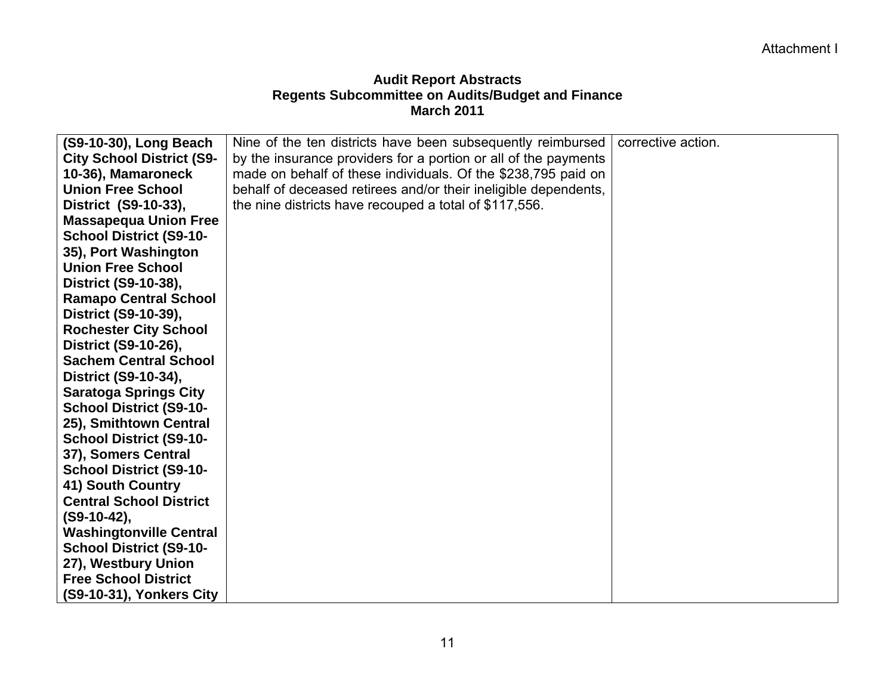Attachment I

**Audit Report Abstracts**
**Regents Subcommittee on Audits/Budget and Finance**
**March 2011**

| | | |
|---|---|---|
| **(S9-10-30), Long Beach City School District (S9-10-36), Mamaroneck Union Free School District (S9-10-33), Massapequa Union Free School District (S9-10-35), Port Washington Union Free School District (S9-10-38), Ramapo Central School District (S9-10-39), Rochester City School District (S9-10-26), Sachem Central School District (S9-10-34), Saratoga Springs City School District (S9-10-25), Smithtown Central School District (S9-10-37), Somers Central School District (S9-10-41) South Country Central School District (S9-10-42), Washingtonville Central School District (S9-10-27), Westbury Union Free School District (S9-10-31), Yonkers City** | Nine of the ten districts have been subsequently reimbursed by the insurance providers for a portion or all of the payments made on behalf of these individuals. Of the $238,795 paid on behalf of deceased retirees and/or their ineligible dependents, the nine districts have recouped a total of $117,556. | corrective action. |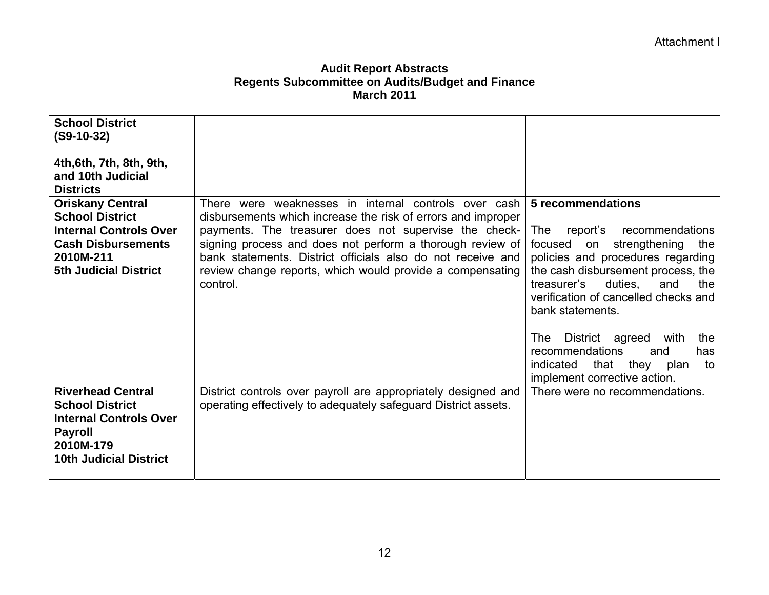Attachment I

**Audit Report Abstracts**
**Regents Subcommittee on Audits/Budget and Finance**
**March 2011**

| | | |
|---|---|---|
| **School District (S9-10-32)**<br><br>**4th,6th, 7th, 8th, 9th, and 10th Judicial Districts** | | |
| **Oriskany Central School District Internal Controls Over Cash Disbursements 2010M-211 5th Judicial District** | There were weaknesses in internal controls over cash disbursements which increase the risk of errors and improper payments. The treasurer does not supervise the check-signing process and does not perform a thorough review of bank statements. District officials also do not receive and review change reports, which would provide a compensating control. | **5 recommendations**<br><br>The report's recommendations focused on strengthening the policies and procedures regarding the cash disbursement process, the treasurer's duties, and the verification of cancelled checks and bank statements.<br><br>The District agreed with the recommendations and has indicated that they plan to implement corrective action. |
| **Riverhead Central School District Internal Controls Over Payroll 2010M-179 10th Judicial District** | District controls over payroll are appropriately designed and operating effectively to adequately safeguard District assets. | There were no recommendations. |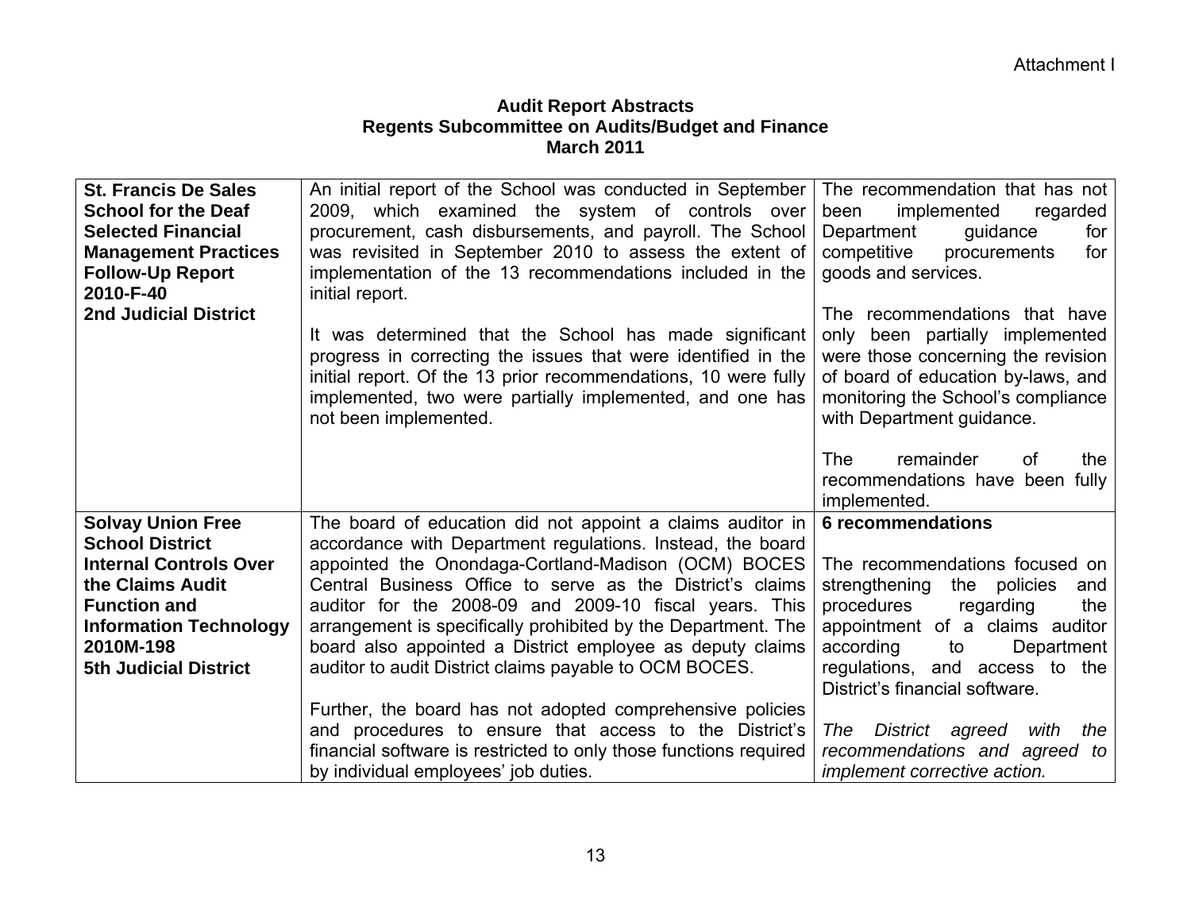Attachment I

**Audit Report Abstracts**
**Regents Subcommittee on Audits/Budget and Finance**
**March 2011**

| | | |
|---|---|---|
| **St. Francis De Sales School for the Deaf**<br>**Selected Financial Management Practices**<br>**Follow-Up Report**<br>**2010-F-40**<br>**2nd Judicial District** | An initial report of the School was conducted in September 2009, which examined the system of controls over procurement, cash disbursements, and payroll. The School was revisited in September 2010 to assess the extent of implementation of the 13 recommendations included in the initial report.<br><br>It was determined that the School has made significant progress in correcting the issues that were identified in the initial report. Of the 13 prior recommendations, 10 were fully implemented, two were partially implemented, and one has not been implemented. | The recommendation that has not been implemented regarded Department guidance for competitive procurements for goods and services.<br><br>The recommendations that have only been partially implemented were those concerning the revision of board of education by-laws, and monitoring the School's compliance with Department guidance.<br><br>The remainder of the recommendations have been fully implemented. |
| **Solvay Union Free School District**<br>**Internal Controls Over the Claims Audit Function and Information Technology**<br>**2010M-198**<br>**5th Judicial District** | The board of education did not appoint a claims auditor in accordance with Department regulations. Instead, the board appointed the Onondaga-Cortland-Madison (OCM) BOCES Central Business Office to serve as the District's claims auditor for the 2008-09 and 2009-10 fiscal years. This arrangement is specifically prohibited by the Department. The board also appointed a District employee as deputy claims auditor to audit District claims payable to OCM BOCES.<br><br>Further, the board has not adopted comprehensive policies and procedures to ensure that access to the District's financial software is restricted to only those functions required by individual employees' job duties. | **6 recommendations**<br><br>The recommendations focused on strengthening the policies and procedures regarding the appointment of a claims auditor according to Department regulations, and access to the District's financial software.<br><br>*The District agreed with the recommendations and agreed to implement corrective action.* |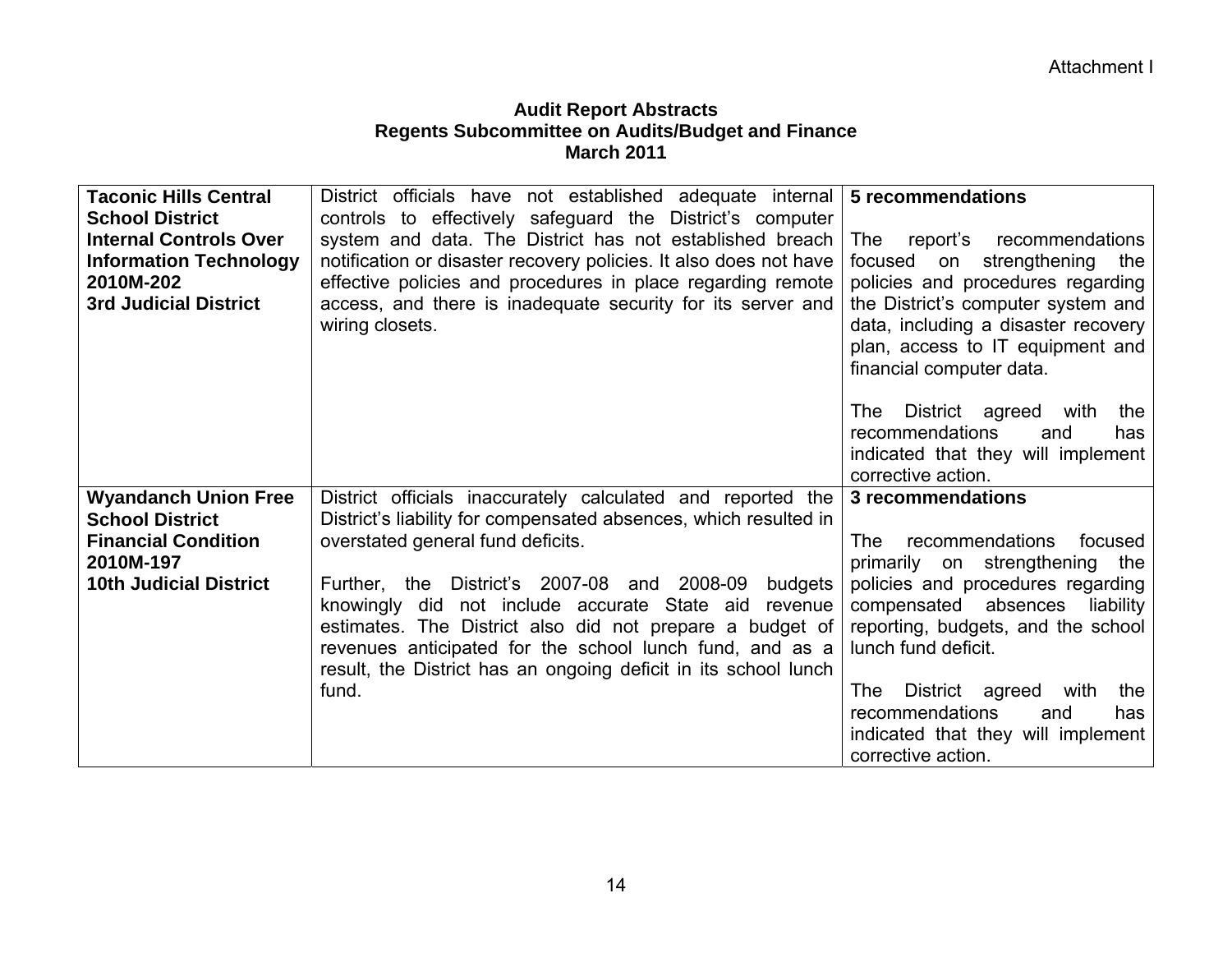Attachment I

**Audit Report Abstracts**
**Regents Subcommittee on Audits/Budget and Finance**
**March 2011**

| | | |
|---|---|---|
| **Taconic Hills Central School District**<br>**Internal Controls Over Information Technology**<br>**2010M-202**<br>**3rd Judicial District** | District officials have not established adequate internal controls to effectively safeguard the District's computer system and data. The District has not established breach notification or disaster recovery policies. It also does not have effective policies and procedures in place regarding remote access, and there is inadequate security for its server and wiring closets. | **5 recommendations**<br><br>The report's recommendations focused on strengthening the policies and procedures regarding the District's computer system and data, including a disaster recovery plan, access to IT equipment and financial computer data.<br><br>The District agreed with the recommendations and has indicated that they will implement corrective action. |
| **Wyandanch Union Free School District**<br>**Financial Condition**<br>**2010M-197**<br>**10th Judicial District** | District officials inaccurately calculated and reported the District's liability for compensated absences, which resulted in overstated general fund deficits.<br><br>Further, the District's 2007-08 and 2008-09 budgets knowingly did not include accurate State aid revenue estimates. The District also did not prepare a budget of revenues anticipated for the school lunch fund, and as a result, the District has an ongoing deficit in its school lunch fund. | **3 recommendations**<br><br>The recommendations focused primarily on strengthening the policies and procedures regarding compensated absences liability reporting, budgets, and the school lunch fund deficit.<br><br>The District agreed with the recommendations and has indicated that they will implement corrective action. |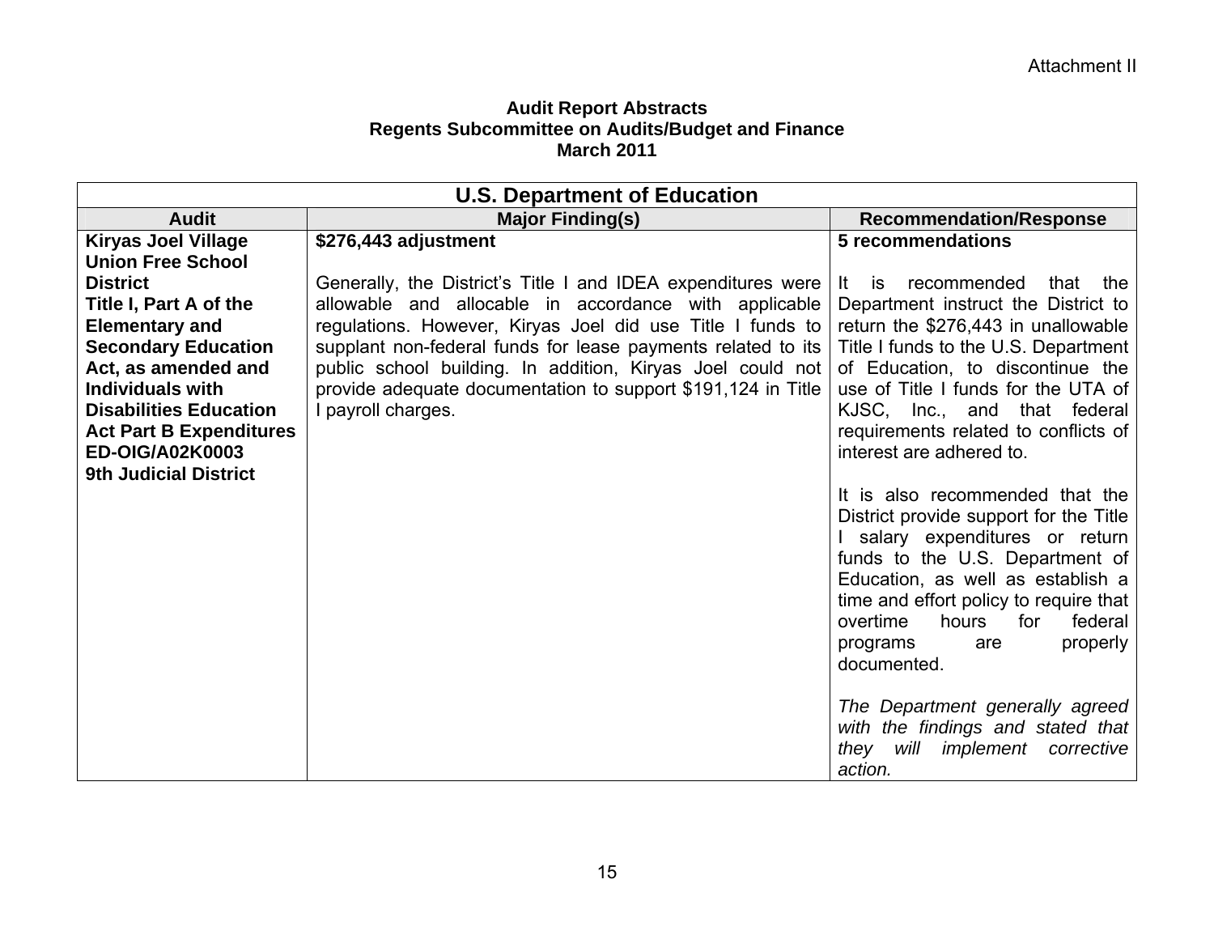Attachment II

**Audit Report Abstracts**
**Regents Subcommittee on Audits/Budget and Finance**
**March 2011**

| **U.S. Department of Education** | | |
|---|---|---|
| **Audit** | **Major Finding(s)** | **Recommendation/Response** |
| **Kiryas Joel Village Union Free School District Title I, Part A of the Elementary and Secondary Education Act, as amended and Individuals with Disabilities Education Act Part B Expenditures ED-OIG/A02K0003 9th Judicial District** | **$276,443 adjustment**<br><br>Generally, the District's Title I and IDEA expenditures were allowable and allocable in accordance with applicable regulations. However, Kiryas Joel did use Title I funds to supplant non-federal funds for lease payments related to its public school building. In addition, Kiryas Joel could not provide adequate documentation to support $191,124 in Title I payroll charges. | **5 recommendations**<br><br>It is recommended that the Department instruct the District to return the $276,443 in unallowable Title I funds to the U.S. Department of Education, to discontinue the use of Title I funds for the UTA of KJSC, Inc., and that federal requirements related to conflicts of interest are adhered to.<br><br>It is also recommended that the District provide support for the Title I salary expenditures or return funds to the U.S. Department of Education, as well as establish a time and effort policy to require that overtime hours for federal programs are properly documented.<br><br>*The Department generally agreed with the findings and stated that they will implement corrective action.* |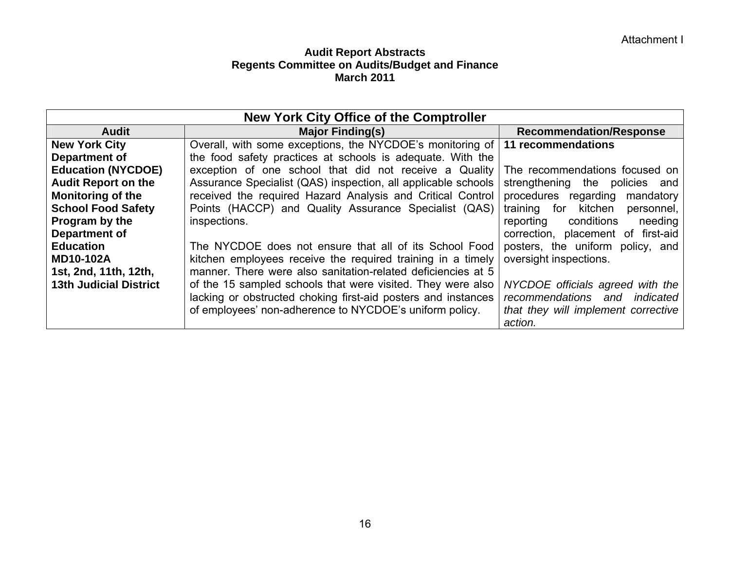Attachment I

**Audit Report Abstracts**
**Regents Committee on Audits/Budget and Finance**
**March 2011**

| New York City Office of the Comptroller | | |
|---|---|---|
| **Audit** | **Major Finding(s)** | **Recommendation/Response** |
| **New York City Department of Education (NYCDOE) Audit Report on the Monitoring of the School Food Safety Program by the Department of Education MD10-102A 1st, 2nd, 11th, 12th, 13th Judicial District** | Overall, with some exceptions, the NYCDOE's monitoring of the food safety practices at schools is adequate. With the exception of one school that did not receive a Quality Assurance Specialist (QAS) inspection, all applicable schools received the required Hazard Analysis and Critical Control Points (HACCP) and Quality Assurance Specialist (QAS) inspections.<br><br>The NYCDOE does not ensure that all of its School Food kitchen employees receive the required training in a timely manner. There were also sanitation-related deficiencies at 5 of the 15 sampled schools that were visited. They were also lacking or obstructed choking first-aid posters and instances of employees' non-adherence to NYCDOE's uniform policy. | **11 recommendations**<br><br>The recommendations focused on strengthening the policies and procedures regarding mandatory training for kitchen personnel, reporting conditions needing correction, placement of first-aid posters, the uniform policy, and oversight inspections.<br><br>*NYCDOE officials agreed with the recommendations and indicated that they will implement corrective action.* |